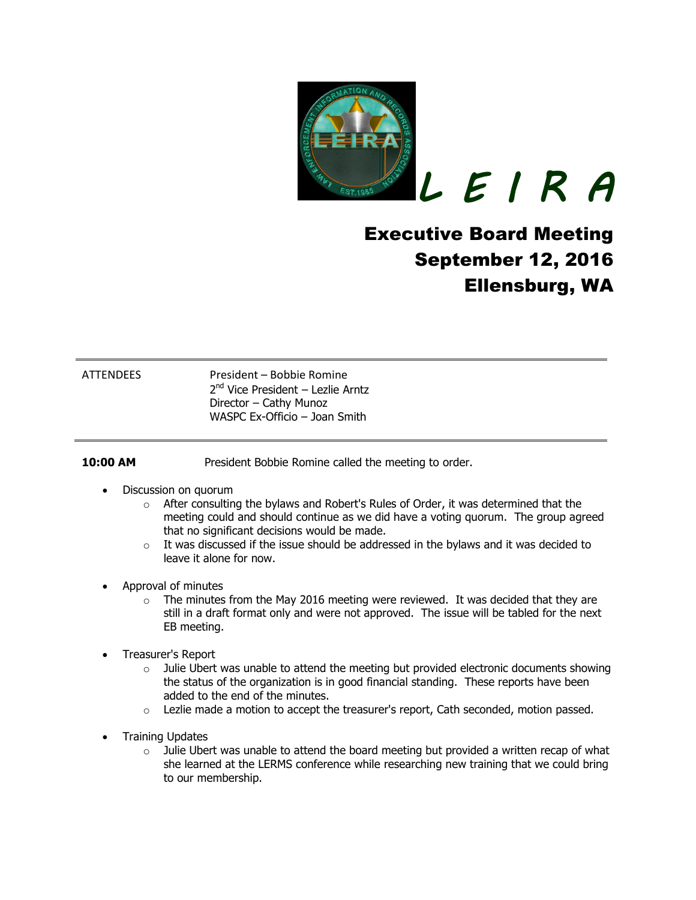L E I R A

# Executive Board Meeting
# September 12, 2016
# Ellensburg, WA

ATTENDEES

President – Bobbie Romine
2nd Vice President – Lezlie Arntz
Director – Cathy Munoz
WASPC Ex-Officio – Joan Smith

**10:00 AM** President Bobbie Romine called the meeting to order.

- Discussion on quorum
  - After consulting the bylaws and Robert's Rules of Order, it was determined that the meeting could and should continue as we did have a voting quorum. The group agreed that no significant decisions would be made.
  - It was discussed if the issue should be addressed in the bylaws and it was decided to leave it alone for now.
- Approval of minutes
  - The minutes from the May 2016 meeting were reviewed. It was decided that they are still in a draft format only and were not approved. The issue will be tabled for the next EB meeting.
- Treasurer's Report
  - Julie Ubert was unable to attend the meeting but provided electronic documents showing the status of the organization is in good financial standing. These reports have been added to the end of the minutes.
  - Lezlie made a motion to accept the treasurer's report, Cath seconded, motion passed.
- Training Updates
  - Julie Ubert was unable to attend the board meeting but provided a written recap of what she learned at the LERMS conference while researching new training that we could bring to our membership.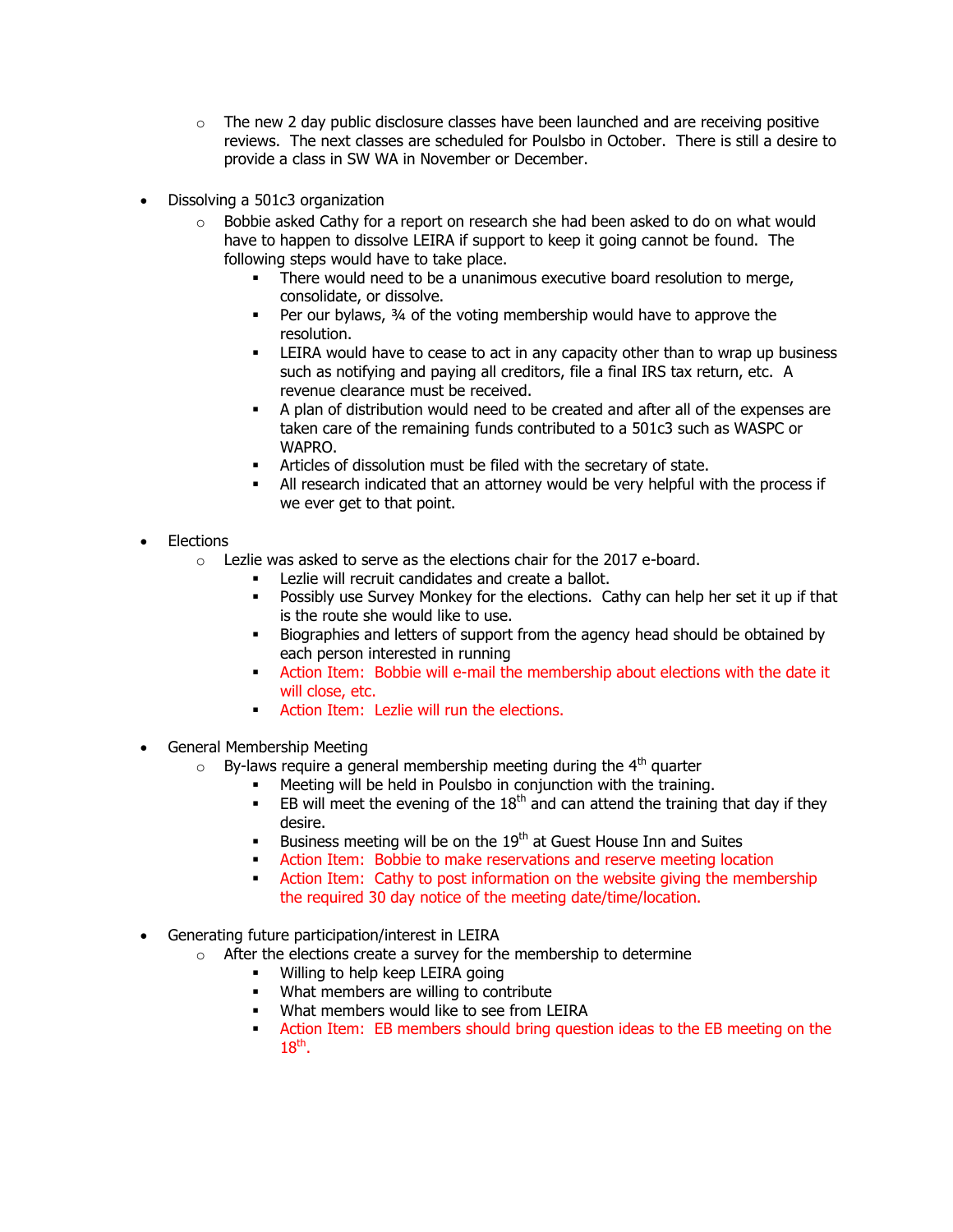- The new 2 day public disclosure classes have been launched and are receiving positive reviews. The next classes are scheduled for Poulsbo in October. There is still a desire to provide a class in SW WA in November or December.

- Dissolving a 501c3 organization
  - Bobbie asked Cathy for a report on research she had been asked to do on what would have to happen to dissolve LEIRA if support to keep it going cannot be found. The following steps would have to take place.
    - There would need to be a unanimous executive board resolution to merge, consolidate, or dissolve.
    - Per our bylaws, ¾ of the voting membership would have to approve the resolution.
    - LEIRA would have to cease to act in any capacity other than to wrap up business such as notifying and paying all creditors, file a final IRS tax return, etc. A revenue clearance must be received.
    - A plan of distribution would need to be created and after all of the expenses are taken care of the remaining funds contributed to a 501c3 such as WASPC or WAPRO.
    - Articles of dissolution must be filed with the secretary of state.
    - All research indicated that an attorney would be very helpful with the process if we ever get to that point.

- Elections
  - Lezlie was asked to serve as the elections chair for the 2017 e-board.
    - Lezlie will recruit candidates and create a ballot.
    - Possibly use Survey Monkey for the elections. Cathy can help her set it up if that is the route she would like to use.
    - Biographies and letters of support from the agency head should be obtained by each person interested in running
    - Action Item: Bobbie will e-mail the membership about elections with the date it will close, etc.
    - Action Item: Lezlie will run the elections.

- General Membership Meeting
  - By-laws require a general membership meeting during the 4th quarter
    - Meeting will be held in Poulsbo in conjunction with the training.
    - EB will meet the evening of the 18th and can attend the training that day if they desire.
    - Business meeting will be on the 19th at Guest House Inn and Suites
    - Action Item: Bobbie to make reservations and reserve meeting location
    - Action Item: Cathy to post information on the website giving the membership the required 30 day notice of the meeting date/time/location.

- Generating future participation/interest in LEIRA
  - After the elections create a survey for the membership to determine
    - Willing to help keep LEIRA going
    - What members are willing to contribute
    - What members would like to see from LEIRA
    - Action Item: EB members should bring question ideas to the EB meeting on the 18th.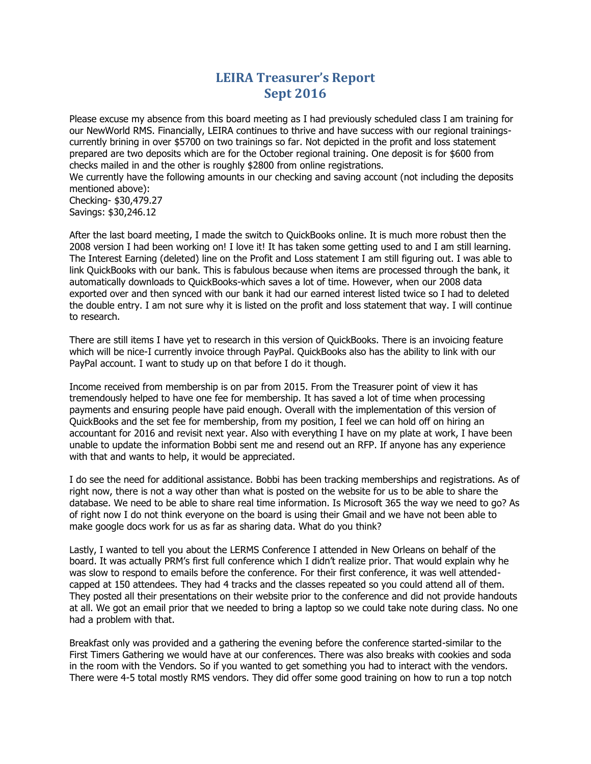# LEIRA Treasurer's Report
# Sept 2016

Please excuse my absence from this board meeting as I had previously scheduled class I am training for our NewWorld RMS. Financially, LEIRA continues to thrive and have success with our regional trainings- currently brining in over $5700 on two trainings so far. Not depicted in the profit and loss statement prepared are two deposits which are for the October regional training. One deposit is for $600 from checks mailed in and the other is roughly $2800 from online registrations.

We currently have the following amounts in our checking and saving account (not including the deposits mentioned above):

Checking- $30,479.27

Savings: $30,246.12

After the last board meeting, I made the switch to QuickBooks online. It is much more robust then the 2008 version I had been working on! I love it! It has taken some getting used to and I am still learning. The Interest Earning (deleted) line on the Profit and Loss statement I am still figuring out. I was able to link QuickBooks with our bank. This is fabulous because when items are processed through the bank, it automatically downloads to QuickBooks-which saves a lot of time. However, when our 2008 data exported over and then synced with our bank it had our earned interest listed twice so I had to deleted the double entry. I am not sure why it is listed on the profit and loss statement that way. I will continue to research.

There are still items I have yet to research in this version of QuickBooks. There is an invoicing feature which will be nice-I currently invoice through PayPal. QuickBooks also has the ability to link with our PayPal account. I want to study up on that before I do it though.

Income received from membership is on par from 2015. From the Treasurer point of view it has tremendously helped to have one fee for membership. It has saved a lot of time when processing payments and ensuring people have paid enough. Overall with the implementation of this version of QuickBooks and the set fee for membership, from my position, I feel we can hold off on hiring an accountant for 2016 and revisit next year. Also with everything I have on my plate at work, I have been unable to update the information Bobbi sent me and resend out an RFP. If anyone has any experience with that and wants to help, it would be appreciated.

I do see the need for additional assistance. Bobbi has been tracking memberships and registrations. As of right now, there is not a way other than what is posted on the website for us to be able to share the database. We need to be able to share real time information. Is Microsoft 365 the way we need to go? As of right now I do not think everyone on the board is using their Gmail and we have not been able to make google docs work for us as far as sharing data. What do you think?

Lastly, I wanted to tell you about the LERMS Conference I attended in New Orleans on behalf of the board. It was actually PRM's first full conference which I didn't realize prior. That would explain why he was slow to respond to emails before the conference. For their first conference, it was well attended- capped at 150 attendees. They had 4 tracks and the classes repeated so you could attend all of them. They posted all their presentations on their website prior to the conference and did not provide handouts at all. We got an email prior that we needed to bring a laptop so we could take note during class. No one had a problem with that.

Breakfast only was provided and a gathering the evening before the conference started-similar to the First Timers Gathering we would have at our conferences. There was also breaks with cookies and soda in the room with the Vendors. So if you wanted to get something you had to interact with the vendors. There were 4-5 total mostly RMS vendors. They did offer some good training on how to run a top notch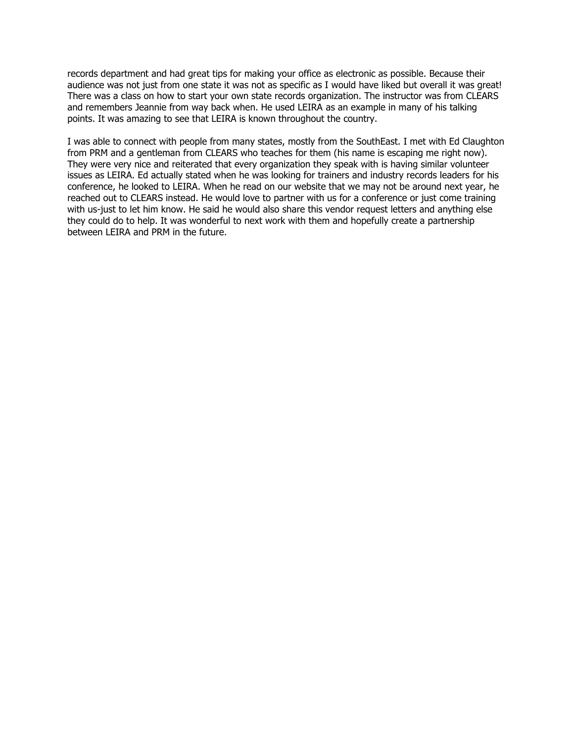records department and had great tips for making your office as electronic as possible. Because their audience was not just from one state it was not as specific as I would have liked but overall it was great! There was a class on how to start your own state records organization. The instructor was from CLEARS and remembers Jeannie from way back when. He used LEIRA as an example in many of his talking points. It was amazing to see that LEIRA is known throughout the country.

I was able to connect with people from many states, mostly from the SouthEast. I met with Ed Claughton from PRM and a gentleman from CLEARS who teaches for them (his name is escaping me right now). They were very nice and reiterated that every organization they speak with is having similar volunteer issues as LEIRA. Ed actually stated when he was looking for trainers and industry records leaders for his conference, he looked to LEIRA. When he read on our website that we may not be around next year, he reached out to CLEARS instead. He would love to partner with us for a conference or just come training with us-just to let him know. He said he would also share this vendor request letters and anything else they could do to help. It was wonderful to next work with them and hopefully create a partnership between LEIRA and PRM in the future.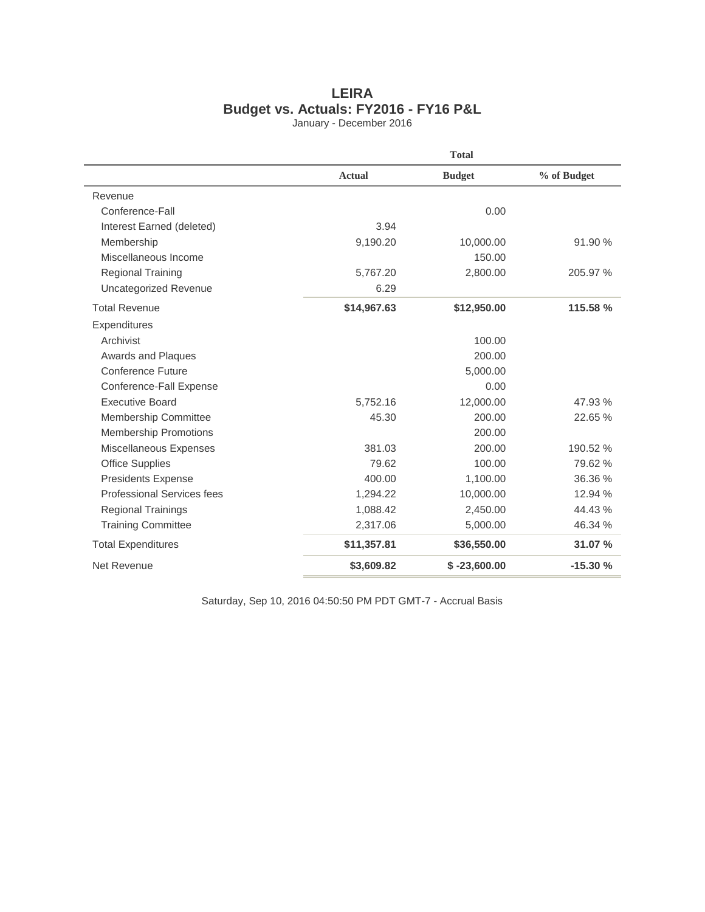# LEIRA
## Budget vs. Actuals: FY2016 - FY16 P&L
January - December 2016

| | Total | | |
|---|---|---|---|
| | **Actual** | **Budget** | **% of Budget** |
| Revenue | | | |
| Conference-Fall | | 0.00 | |
| Interest Earned (deleted) | 3.94 | | |
| Membership | 9,190.20 | 10,000.00 | 91.90 % |
| Miscellaneous Income | | 150.00 | |
| Regional Training | 5,767.20 | 2,800.00 | 205.97 % |
| Uncategorized Revenue | 6.29 | | |
| Total Revenue | **$14,967.63** | **$12,950.00** | **115.58 %** |
| Expenditures | | | |
| Archivist | | 100.00 | |
| Awards and Plaques | | 200.00 | |
| Conference Future | | 5,000.00 | |
| Conference-Fall Expense | | 0.00 | |
| Executive Board | 5,752.16 | 12,000.00 | 47.93 % |
| Membership Committee | 45.30 | 200.00 | 22.65 % |
| Membership Promotions | | 200.00 | |
| Miscellaneous Expenses | 381.03 | 200.00 | 190.52 % |
| Office Supplies | 79.62 | 100.00 | 79.62 % |
| Presidents Expense | 400.00 | 1,100.00 | 36.36 % |
| Professional Services fees | 1,294.22 | 10,000.00 | 12.94 % |
| Regional Trainings | 1,088.42 | 2,450.00 | 44.43 % |
| Training Committee | 2,317.06 | 5,000.00 | 46.34 % |
| Total Expenditures | **$11,357.81** | **$36,550.00** | **31.07 %** |
| Net Revenue | **$3,609.82** | **$ -23,600.00** | **-15.30 %** |

Saturday, Sep 10, 2016 04:50:50 PM PDT GMT-7 - Accrual Basis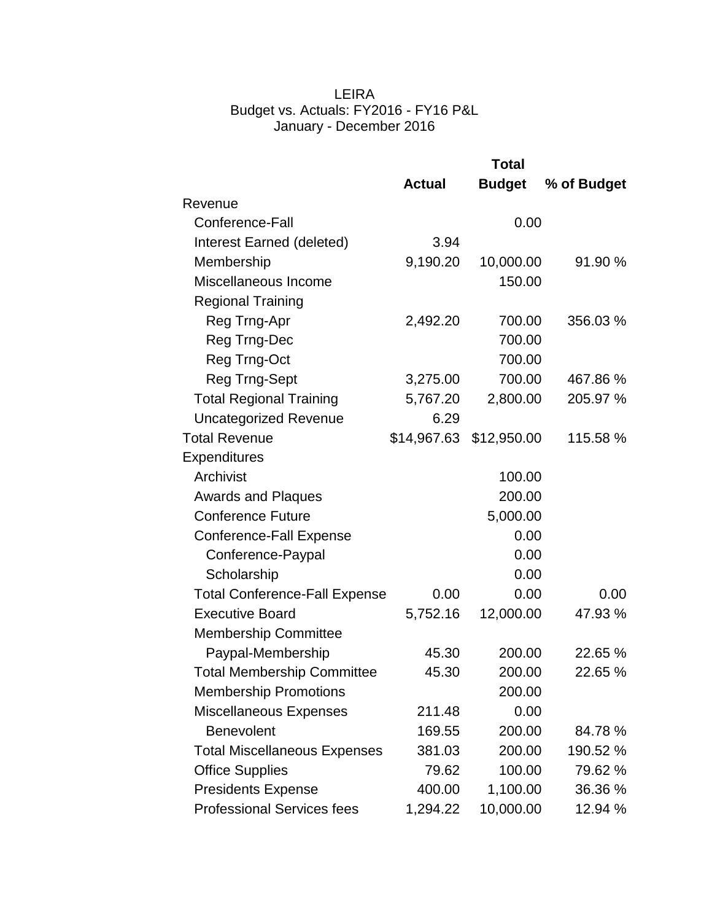LEIRA
Budget vs. Actuals: FY2016 - FY16 P&L
January - December 2016

| | Total | | |
|---|---|---|---|
| | **Actual** | **Budget** | **% of Budget** |
| Revenue | | | |
| Conference-Fall | | 0.00 | |
| Interest Earned (deleted) | 3.94 | | |
| Membership | 9,190.20 | 10,000.00 | 91.90 % |
| Miscellaneous Income | | 150.00 | |
| Regional Training | | | |
| Reg Trng-Apr | 2,492.20 | 700.00 | 356.03 % |
| Reg Trng-Dec | | 700.00 | |
| Reg Trng-Oct | | 700.00 | |
| Reg Trng-Sept | 3,275.00 | 700.00 | 467.86 % |
| Total Regional Training | 5,767.20 | 2,800.00 | 205.97 % |
| Uncategorized Revenue | 6.29 | | |
| Total Revenue | $14,967.63 | $12,950.00 | 115.58 % |
| Expenditures | | | |
| Archivist | | 100.00 | |
| Awards and Plaques | | 200.00 | |
| Conference Future | | 5,000.00 | |
| Conference-Fall Expense | | 0.00 | |
| Conference-Paypal | | 0.00 | |
| Scholarship | | 0.00 | |
| Total Conference-Fall Expense | 0.00 | 0.00 | 0.00 |
| Executive Board | 5,752.16 | 12,000.00 | 47.93 % |
| Membership Committee | | | |
| Paypal-Membership | 45.30 | 200.00 | 22.65 % |
| Total Membership Committee | 45.30 | 200.00 | 22.65 % |
| Membership Promotions | | 200.00 | |
| Miscellaneous Expenses | 211.48 | 0.00 | |
| Benevolent | 169.55 | 200.00 | 84.78 % |
| Total Miscellaneous Expenses | 381.03 | 200.00 | 190.52 % |
| Office Supplies | 79.62 | 100.00 | 79.62 % |
| Presidents Expense | 400.00 | 1,100.00 | 36.36 % |
| Professional Services fees | 1,294.22 | 10,000.00 | 12.94 % |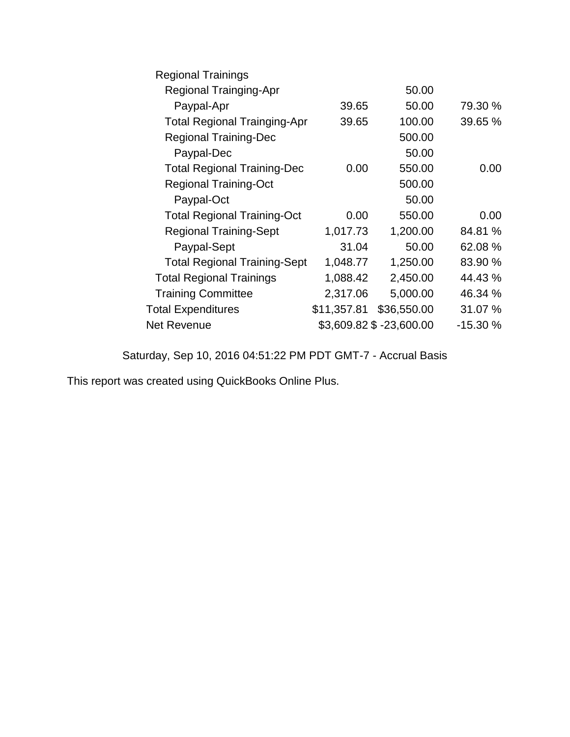| | | | |
|---|---|---|---|
| Regional Trainings | | | |
| Regional Trainging-Apr | | 50.00 | |
| Paypal-Apr | 39.65 | 50.00 | 79.30 % |
| Total Regional Trainging-Apr | 39.65 | 100.00 | 39.65 % |
| Regional Training-Dec | | 500.00 | |
| Paypal-Dec | | 50.00 | |
| Total Regional Training-Dec | 0.00 | 550.00 | 0.00 |
| Regional Training-Oct | | 500.00 | |
| Paypal-Oct | | 50.00 | |
| Total Regional Training-Oct | 0.00 | 550.00 | 0.00 |
| Regional Training-Sept | 1,017.73 | 1,200.00 | 84.81 % |
| Paypal-Sept | 31.04 | 50.00 | 62.08 % |
| Total Regional Training-Sept | 1,048.77 | 1,250.00 | 83.90 % |
| Total Regional Trainings | 1,088.42 | 2,450.00 | 44.43 % |
| Training Committee | 2,317.06 | 5,000.00 | 46.34 % |
| Total Expenditures | $11,357.81 | $36,550.00 | 31.07 % |
| Net Revenue | $3,609.82 | $ -23,600.00 | -15.30 % |

Saturday, Sep 10, 2016 04:51:22 PM PDT GMT-7 - Accrual Basis

This report was created using QuickBooks Online Plus.